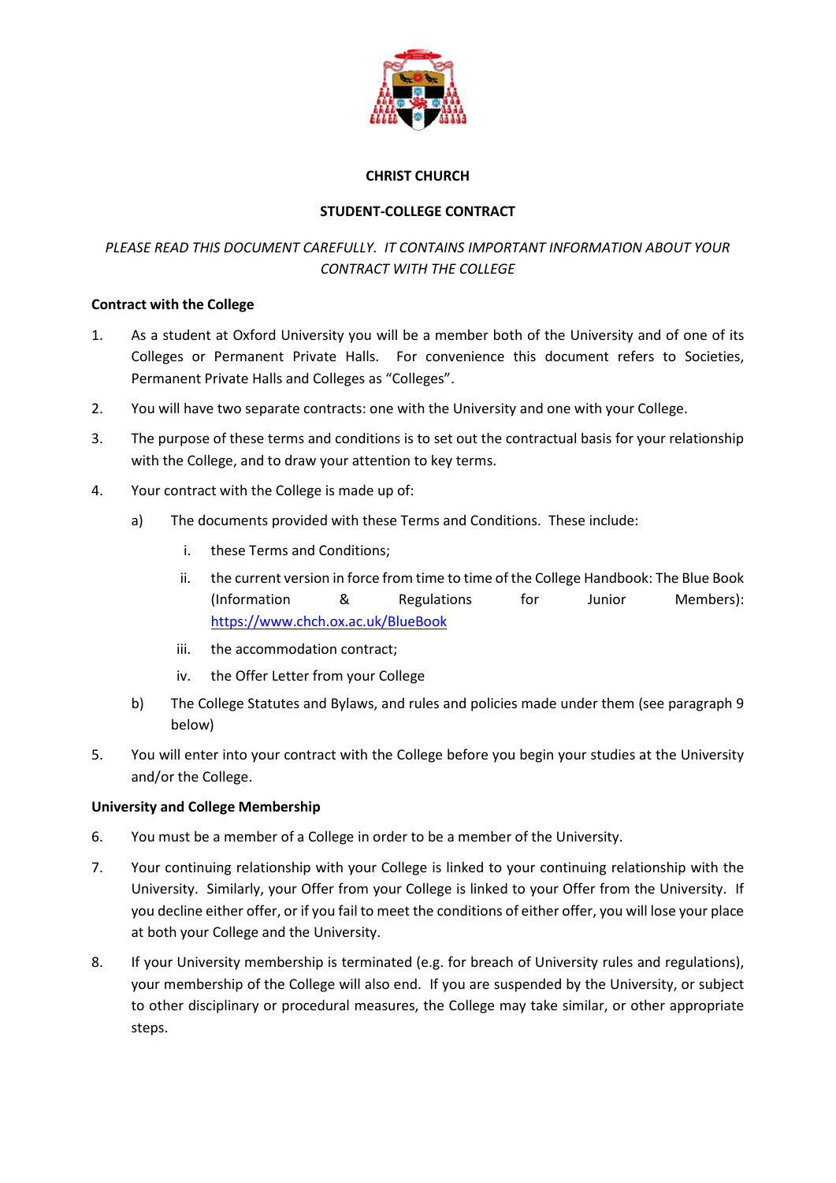# CHRIST CHURCH

## STUDENT-COLLEGE CONTRACT

*PLEASE READ THIS DOCUMENT CAREFULLY. IT CONTAINS IMPORTANT INFORMATION ABOUT YOUR CONTRACT WITH THE COLLEGE*

**Contract with the College**

1. As a student at Oxford University you will be a member both of the University and of one of its Colleges or Permanent Private Halls. For convenience this document refers to Societies, Permanent Private Halls and Colleges as "Colleges".

2. You will have two separate contracts: one with the University and one with your College.

3. The purpose of these terms and conditions is to set out the contractual basis for your relationship with the College, and to draw your attention to key terms.

4. Your contract with the College is made up of:

   a) The documents provided with these Terms and Conditions. These include:

      i. these Terms and Conditions;

      ii. the current version in force from time to time of the College Handbook: The Blue Book (Information & Regulations for Junior Members): [https://www.chch.ox.ac.uk/BlueBook](https://www.chch.ox.ac.uk/BlueBook)

      iii. the accommodation contract;

      iv. the Offer Letter from your College

   b) The College Statutes and Bylaws, and rules and policies made under them (see paragraph 9 below)

5. You will enter into your contract with the College before you begin your studies at the University and/or the College.

**University and College Membership**

6. You must be a member of a College in order to be a member of the University.

7. Your continuing relationship with your College is linked to your continuing relationship with the University. Similarly, your Offer from your College is linked to your Offer from the University. If you decline either offer, or if you fail to meet the conditions of either offer, you will lose your place at both your College and the University.

8. If your University membership is terminated (e.g. for breach of University rules and regulations), your membership of the College will also end. If you are suspended by the University, or subject to other disciplinary or procedural measures, the College may take similar, or other appropriate steps.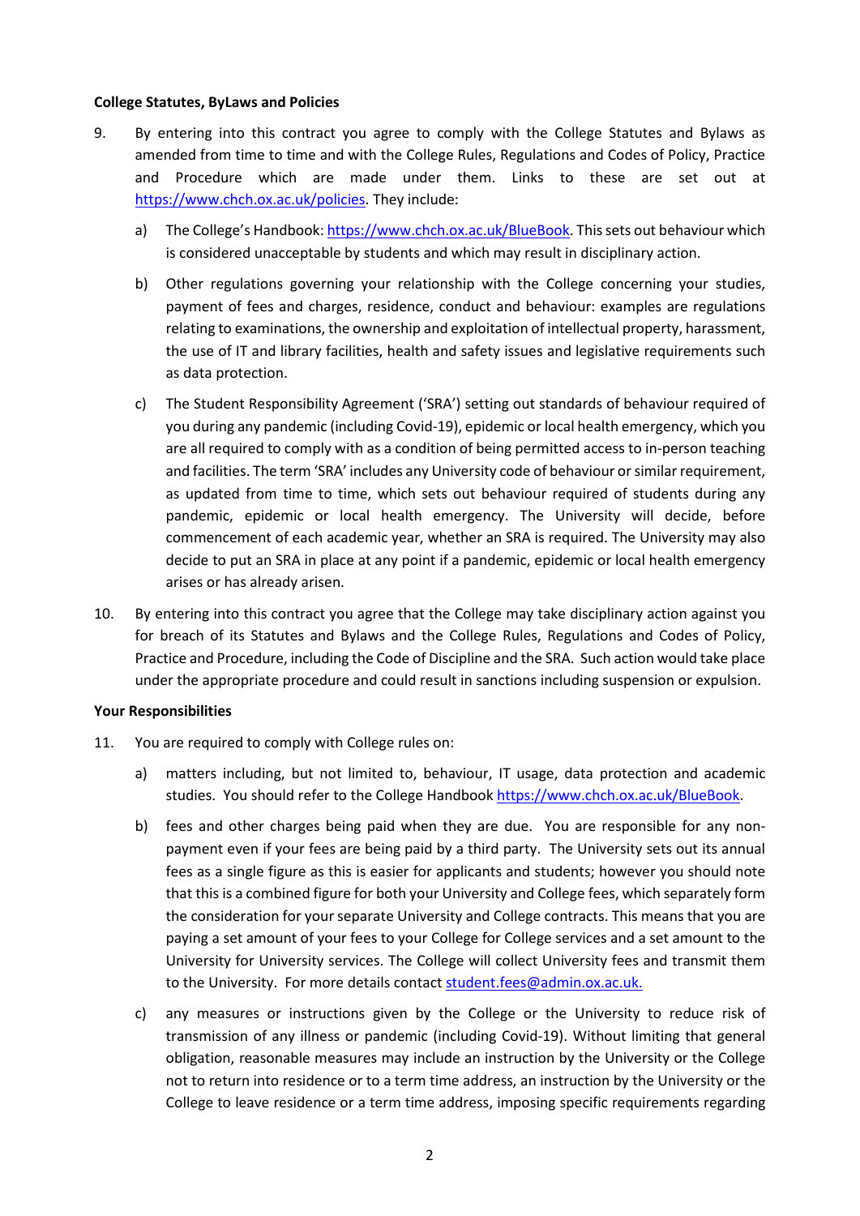**College Statutes, ByLaws and Policies**

9. By entering into this contract you agree to comply with the College Statutes and Bylaws as amended from time to time and with the College Rules, Regulations and Codes of Policy, Practice and Procedure which are made under them. Links to these are set out at https://www.chch.ox.ac.uk/policies. They include:

    a) The College's Handbook: https://www.chch.ox.ac.uk/BlueBook. This sets out behaviour which is considered unacceptable by students and which may result in disciplinary action.

    b) Other regulations governing your relationship with the College concerning your studies, payment of fees and charges, residence, conduct and behaviour: examples are regulations relating to examinations, the ownership and exploitation of intellectual property, harassment, the use of IT and library facilities, health and safety issues and legislative requirements such as data protection.

    c) The Student Responsibility Agreement ('SRA') setting out standards of behaviour required of you during any pandemic (including Covid-19), epidemic or local health emergency, which you are all required to comply with as a condition of being permitted access to in-person teaching and facilities. The term 'SRA' includes any University code of behaviour or similar requirement, as updated from time to time, which sets out behaviour required of students during any pandemic, epidemic or local health emergency. The University will decide, before commencement of each academic year, whether an SRA is required. The University may also decide to put an SRA in place at any point if a pandemic, epidemic or local health emergency arises or has already arisen.

10. By entering into this contract you agree that the College may take disciplinary action against you for breach of its Statutes and Bylaws and the College Rules, Regulations and Codes of Policy, Practice and Procedure, including the Code of Discipline and the SRA. Such action would take place under the appropriate procedure and could result in sanctions including suspension or expulsion.

**Your Responsibilities**

11. You are required to comply with College rules on:

    a) matters including, but not limited to, behaviour, IT usage, data protection and academic studies. You should refer to the College Handbook https://www.chch.ox.ac.uk/BlueBook.

    b) fees and other charges being paid when they are due. You are responsible for any non-payment even if your fees are being paid by a third party. The University sets out its annual fees as a single figure as this is easier for applicants and students; however you should note that this is a combined figure for both your University and College fees, which separately form the consideration for your separate University and College contracts. This means that you are paying a set amount of your fees to your College for College services and a set amount to the University for University services. The College will collect University fees and transmit them to the University. For more details contact student.fees@admin.ox.ac.uk.

    c) any measures or instructions given by the College or the University to reduce risk of transmission of any illness or pandemic (including Covid-19). Without limiting that general obligation, reasonable measures may include an instruction by the University or the College not to return into residence or to a term time address, an instruction by the University or the College to leave residence or a term time address, imposing specific requirements regarding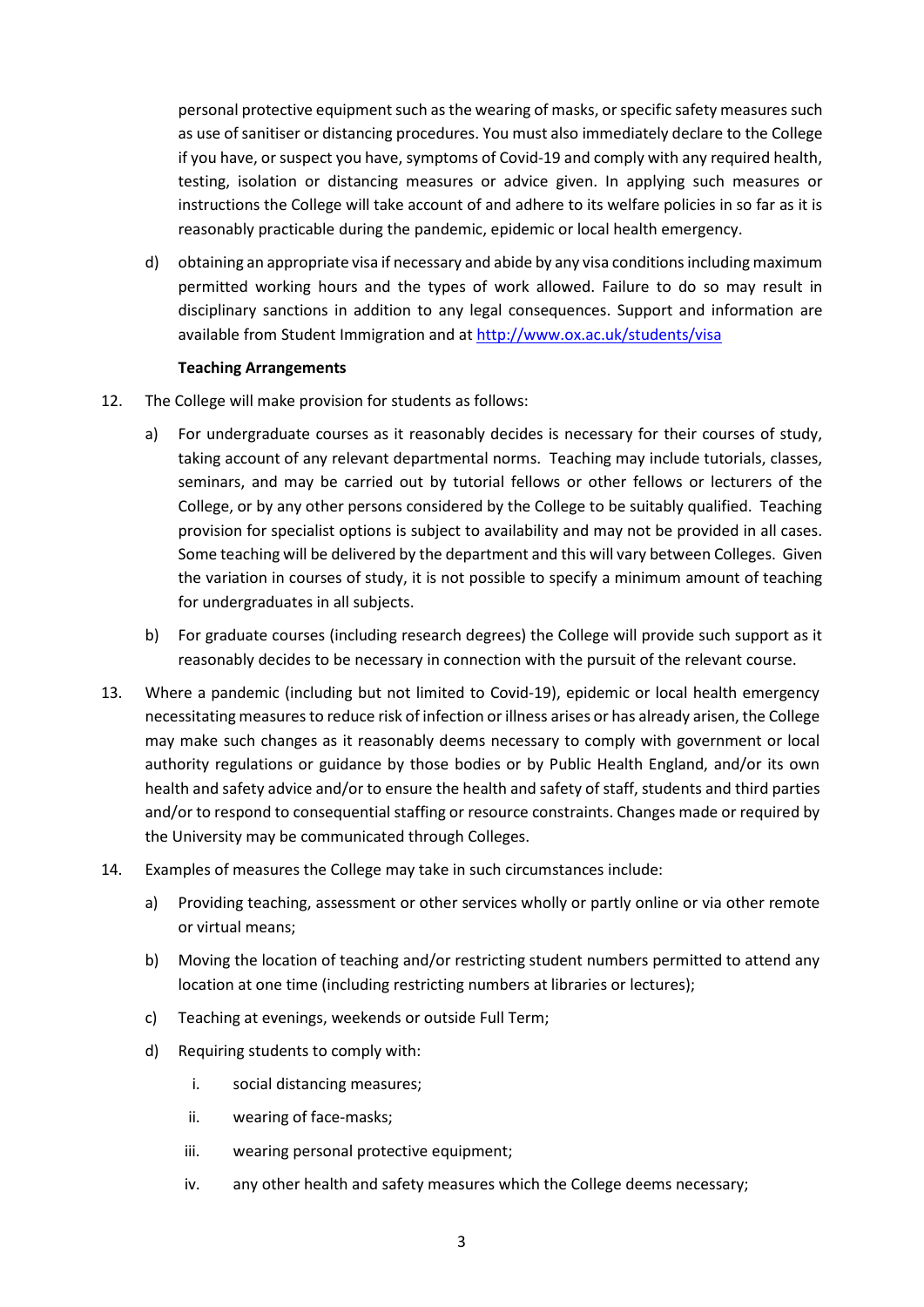personal protective equipment such as the wearing of masks, or specific safety measures such as use of sanitiser or distancing procedures. You must also immediately declare to the College if you have, or suspect you have, symptoms of Covid-19 and comply with any required health, testing, isolation or distancing measures or advice given. In applying such measures or instructions the College will take account of and adhere to its welfare policies in so far as it is reasonably practicable during the pandemic, epidemic or local health emergency.

d) obtaining an appropriate visa if necessary and abide by any visa conditions including maximum permitted working hours and the types of work allowed. Failure to do so may result in disciplinary sanctions in addition to any legal consequences. Support and information are available from Student Immigration and at [http://www.ox.ac.uk/students/visa](http://www.ox.ac.uk/students/visa)

**Teaching Arrangements**

12. The College will make provision for students as follows:

    a) For undergraduate courses as it reasonably decides is necessary for their courses of study, taking account of any relevant departmental norms. Teaching may include tutorials, classes, seminars, and may be carried out by tutorial fellows or other fellows or lecturers of the College, or by any other persons considered by the College to be suitably qualified. Teaching provision for specialist options is subject to availability and may not be provided in all cases. Some teaching will be delivered by the department and this will vary between Colleges. Given the variation in courses of study, it is not possible to specify a minimum amount of teaching for undergraduates in all subjects.

    b) For graduate courses (including research degrees) the College will provide such support as it reasonably decides to be necessary in connection with the pursuit of the relevant course.

13. Where a pandemic (including but not limited to Covid-19), epidemic or local health emergency necessitating measures to reduce risk of infection or illness arises or has already arisen, the College may make such changes as it reasonably deems necessary to comply with government or local authority regulations or guidance by those bodies or by Public Health England, and/or its own health and safety advice and/or to ensure the health and safety of staff, students and third parties and/or to respond to consequential staffing or resource constraints. Changes made or required by the University may be communicated through Colleges.

14. Examples of measures the College may take in such circumstances include:

    a) Providing teaching, assessment or other services wholly or partly online or via other remote or virtual means;

    b) Moving the location of teaching and/or restricting student numbers permitted to attend any location at one time (including restricting numbers at libraries or lectures);

    c) Teaching at evenings, weekends or outside Full Term;

    d) Requiring students to comply with:

        i. social distancing measures;

        ii. wearing of face-masks;

        iii. wearing personal protective equipment;

        iv. any other health and safety measures which the College deems necessary;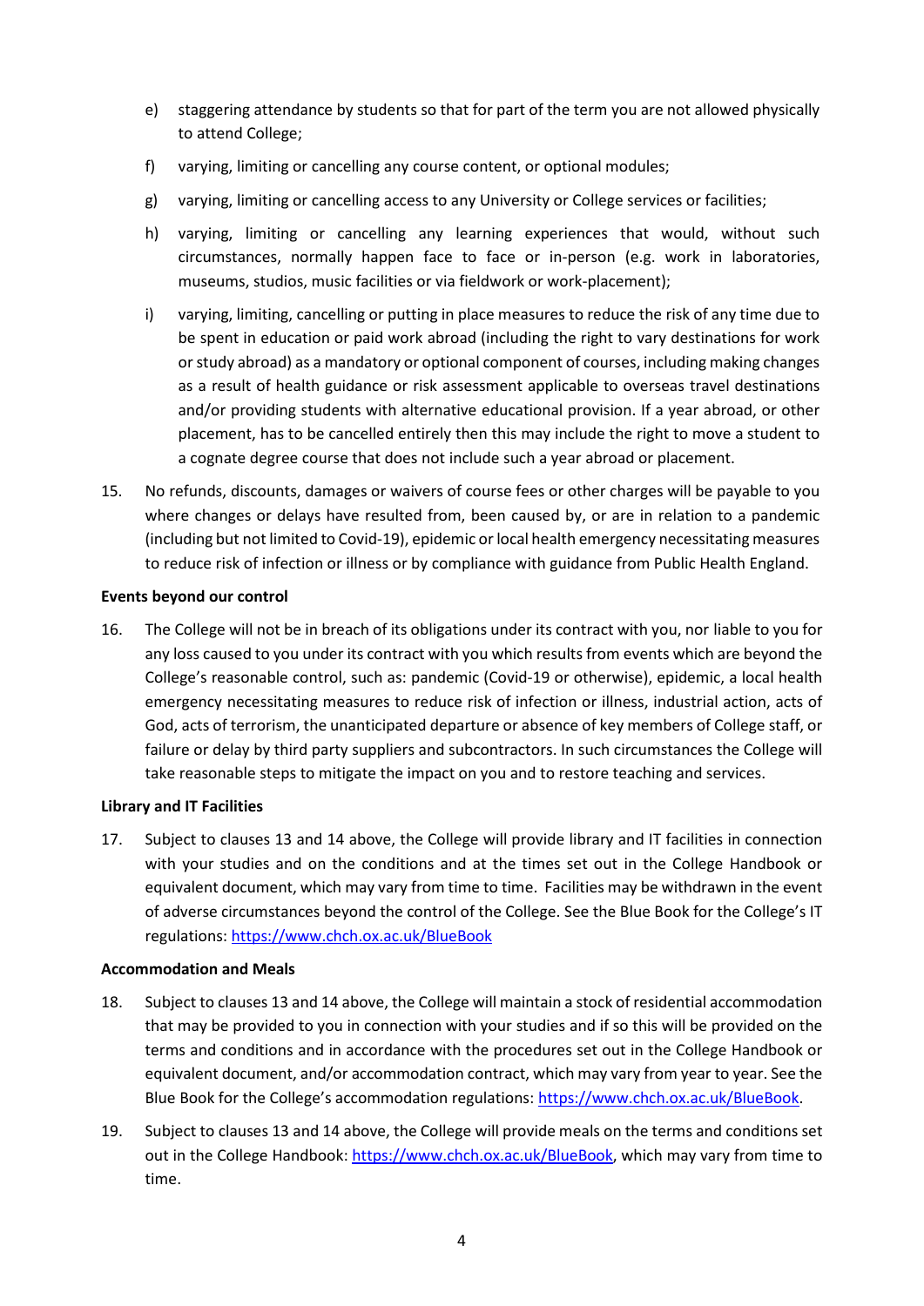e) staggering attendance by students so that for part of the term you are not allowed physically to attend College;

f) varying, limiting or cancelling any course content, or optional modules;

g) varying, limiting or cancelling access to any University or College services or facilities;

h) varying, limiting or cancelling any learning experiences that would, without such circumstances, normally happen face to face or in-person (e.g. work in laboratories, museums, studios, music facilities or via fieldwork or work-placement);

i) varying, limiting, cancelling or putting in place measures to reduce the risk of any time due to be spent in education or paid work abroad (including the right to vary destinations for work or study abroad) as a mandatory or optional component of courses, including making changes as a result of health guidance or risk assessment applicable to overseas travel destinations and/or providing students with alternative educational provision. If a year abroad, or other placement, has to be cancelled entirely then this may include the right to move a student to a cognate degree course that does not include such a year abroad or placement.

15. No refunds, discounts, damages or waivers of course fees or other charges will be payable to you where changes or delays have resulted from, been caused by, or are in relation to a pandemic (including but not limited to Covid-19), epidemic or local health emergency necessitating measures to reduce risk of infection or illness or by compliance with guidance from Public Health England.

**Events beyond our control**

16. The College will not be in breach of its obligations under its contract with you, nor liable to you for any loss caused to you under its contract with you which results from events which are beyond the College's reasonable control, such as: pandemic (Covid-19 or otherwise), epidemic, a local health emergency necessitating measures to reduce risk of infection or illness, industrial action, acts of God, acts of terrorism, the unanticipated departure or absence of key members of College staff, or failure or delay by third party suppliers and subcontractors. In such circumstances the College will take reasonable steps to mitigate the impact on you and to restore teaching and services.

**Library and IT Facilities**

17. Subject to clauses 13 and 14 above, the College will provide library and IT facilities in connection with your studies and on the conditions and at the times set out in the College Handbook or equivalent document, which may vary from time to time. Facilities may be withdrawn in the event of adverse circumstances beyond the control of the College. See the Blue Book for the College's IT regulations: https://www.chch.ox.ac.uk/BlueBook

**Accommodation and Meals**

18. Subject to clauses 13 and 14 above, the College will maintain a stock of residential accommodation that may be provided to you in connection with your studies and if so this will be provided on the terms and conditions and in accordance with the procedures set out in the College Handbook or equivalent document, and/or accommodation contract, which may vary from year to year. See the Blue Book for the College's accommodation regulations: https://www.chch.ox.ac.uk/BlueBook.

19. Subject to clauses 13 and 14 above, the College will provide meals on the terms and conditions set out in the College Handbook: https://www.chch.ox.ac.uk/BlueBook, which may vary from time to time.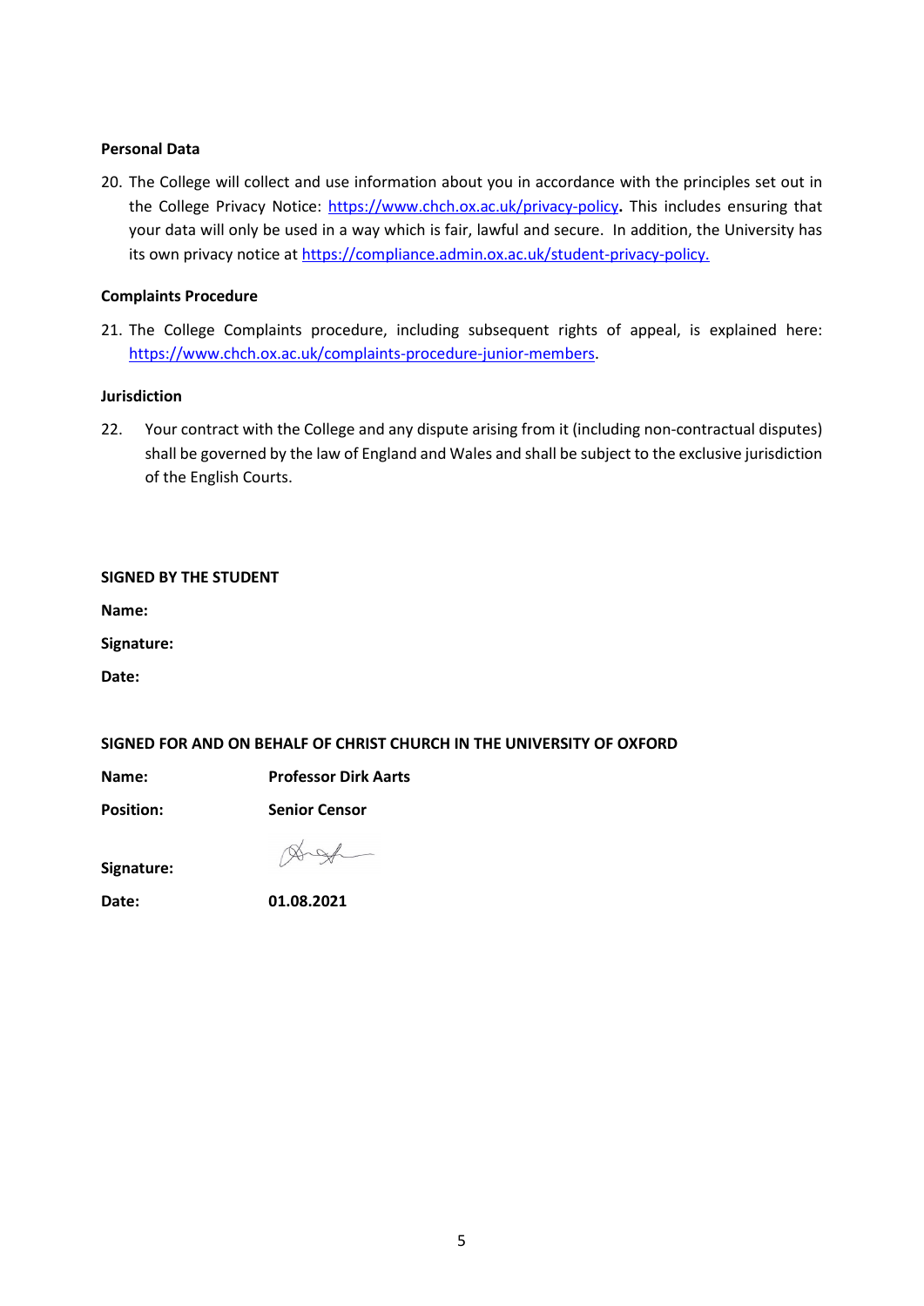**Personal Data**

20. The College will collect and use information about you in accordance with the principles set out in the College Privacy Notice: https://www.chch.ox.ac.uk/privacy-policy**.** This includes ensuring that your data will only be used in a way which is fair, lawful and secure. In addition, the University has its own privacy notice at https://compliance.admin.ox.ac.uk/student-privacy-policy.

**Complaints Procedure**

21. The College Complaints procedure, including subsequent rights of appeal, is explained here: https://www.chch.ox.ac.uk/complaints-procedure-junior-members.

**Jurisdiction**

22. Your contract with the College and any dispute arising from it (including non-contractual disputes) shall be governed by the law of England and Wales and shall be subject to the exclusive jurisdiction of the English Courts.

**SIGNED BY THE STUDENT**

**Name:**

**Signature:**

**Date:**

**SIGNED FOR AND ON BEHALF OF CHRIST CHURCH IN THE UNIVERSITY OF OXFORD**

**Name:** **Professor Dirk Aarts**

**Position:** **Senior Censor**

**Signature:**

**Date:** **01.08.2021**